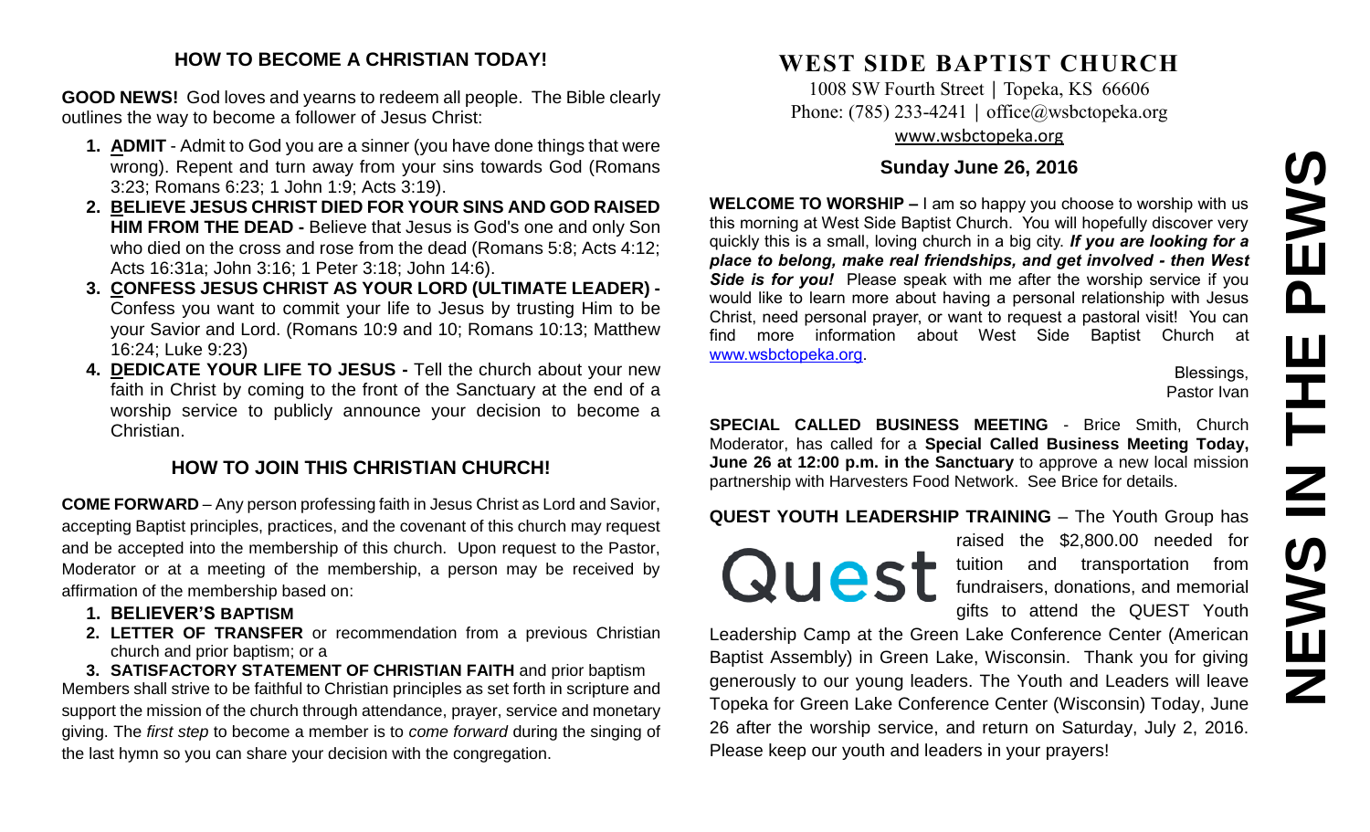## HOW TO BECOME A CHRISTIAN TODAY!

**GOOD NEWS!** God loves and yearns to redeem all people. The Bible clearly outlines the way to become a follower of Jesus Christ:

1. **ADMIT** - Admit to God you are a sinner (you have done things that were wrong). Repent and turn away from your sins towards God (Romans 3:23; Romans 6:23; 1 John 1:9; Acts 3:19).
2. **BELIEVE JESUS CHRIST DIED FOR YOUR SINS AND GOD RAISED HIM FROM THE DEAD -** Believe that Jesus is God's one and only Son who died on the cross and rose from the dead (Romans 5:8; Acts 4:12; Acts 16:31a; John 3:16; 1 Peter 3:18; John 14:6).
3. **CONFESS JESUS CHRIST AS YOUR LORD (ULTIMATE LEADER) -** Confess you want to commit your life to Jesus by trusting Him to be your Savior and Lord. (Romans 10:9 and 10; Romans 10:13; Matthew 16:24; Luke 9:23)
4. **DEDICATE YOUR LIFE TO JESUS -** Tell the church about your new faith in Christ by coming to the front of the Sanctuary at the end of a worship service to publicly announce your decision to become a Christian.

## HOW TO JOIN THIS CHRISTIAN CHURCH!

**COME FORWARD** – Any person professing faith in Jesus Christ as Lord and Savior, accepting Baptist principles, practices, and the covenant of this church may request and be accepted into the membership of this church. Upon request to the Pastor, Moderator or at a meeting of the membership, a person may be received by affirmation of the membership based on:

1. **BELIEVER'S BAPTISM**
2. **LETTER OF TRANSFER** or recommendation from a previous Christian church and prior baptism; or a
3. **SATISFACTORY STATEMENT OF CHRISTIAN FAITH** and prior baptism

Members shall strive to be faithful to Christian principles as set forth in scripture and support the mission of the church through attendance, prayer, service and monetary giving. The *first step* to become a member is to *come forward* during the singing of the last hymn so you can share your decision with the congregation.

# WEST SIDE BAPTIST CHURCH

1008 SW Fourth Street | Topeka, KS 66606
Phone: (785) 233-4241 | office@wsbctopeka.org
www.wsbctopeka.org

### Sunday June 26, 2016

**WELCOME TO WORSHIP –** I am so happy you choose to worship with us this morning at West Side Baptist Church. You will hopefully discover very quickly this is a small, loving church in a big city. ***If you are looking for a place to belong, make real friendships, and get involved - then West Side is for you!*** Please speak with me after the worship service if you would like to learn more about having a personal relationship with Jesus Christ, need personal prayer, or want to request a pastoral visit! You can find more information about West Side Baptist Church at www.wsbctopeka.org.

Blessings,
Pastor Ivan

**SPECIAL CALLED BUSINESS MEETING** - Brice Smith, Church Moderator, has called for a **Special Called Business Meeting Today, June 26 at 12:00 p.m. in the Sanctuary** to approve a new local mission partnership with Harvesters Food Network. See Brice for details.

**QUEST YOUTH LEADERSHIP TRAINING** – The Youth Group has raised the $2,800.00 needed for tuition and transportation from fundraisers, donations, and memorial gifts to attend the QUEST Youth Leadership Camp at the Green Lake Conference Center (American Baptist Assembly) in Green Lake, Wisconsin. Thank you for giving generously to our young leaders. The Youth and Leaders will leave Topeka for Green Lake Conference Center (Wisconsin) Today, June 26 after the worship service, and return on Saturday, July 2, 2016. Please keep our youth and leaders in your prayers!

# NEWS IN THE PEWS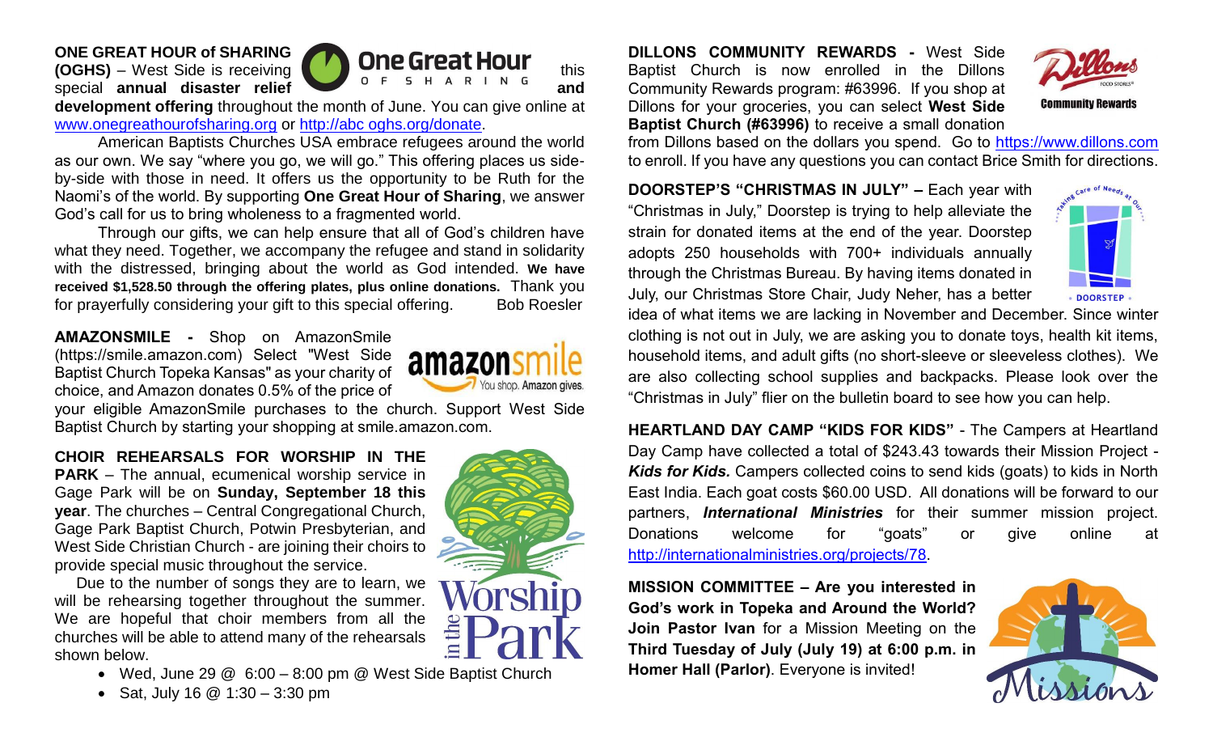**ONE GREAT HOUR of SHARING (OGHS)** – West Side is receiving this special **annual disaster relief and development offering** throughout the month of June. You can give online at www.onegreathourofsharing.org or http://abc oghs.org/donate.

American Baptists Churches USA embrace refugees around the world as our own. We say "where you go, we will go." This offering places us side-by-side with those in need. It offers us the opportunity to be Ruth for the Naomi's of the world. By supporting **One Great Hour of Sharing**, we answer God's call for us to bring wholeness to a fragmented world.

Through our gifts, we can help ensure that all of God's children have what they need. Together, we accompany the refugee and stand in solidarity with the distressed, bringing about the world as God intended. **We have received $1,528.50 through the offering plates, plus online donations.** Thank you for prayerfully considering your gift to this special offering. Bob Roesler

**AMAZONSMILE -** Shop on AmazonSmile (https://smile.amazon.com) Select "West Side Baptist Church Topeka Kansas" as your charity of choice, and Amazon donates 0.5% of the price of your eligible AmazonSmile purchases to the church. Support West Side Baptist Church by starting your shopping at smile.amazon.com.

**CHOIR REHEARSALS FOR WORSHIP IN THE PARK** – The annual, ecumenical worship service in Gage Park will be on **Sunday, September 18 this year**. The churches – Central Congregational Church, Gage Park Baptist Church, Potwin Presbyterian, and West Side Christian Church - are joining their choirs to provide special music throughout the service.

Due to the number of songs they are to learn, we will be rehearsing together throughout the summer. We are hopeful that choir members from all the churches will be able to attend many of the rehearsals shown below.

- Wed, June 29 @ 6:00 – 8:00 pm @ West Side Baptist Church
- Sat, July 16 @ 1:30 – 3:30 pm

**DILLONS COMMUNITY REWARDS -** West Side Baptist Church is now enrolled in the Dillons Community Rewards program: #63996. If you shop at Dillons for your groceries, you can select **West Side Baptist Church (#63996)** to receive a small donation from Dillons based on the dollars you spend. Go to https://www.dillons.com to enroll. If you have any questions you can contact Brice Smith for directions.

**DOORSTEP'S "CHRISTMAS IN JULY" –** Each year with "Christmas in July," Doorstep is trying to help alleviate the strain for donated items at the end of the year. Doorstep adopts 250 households with 700+ individuals annually through the Christmas Bureau. By having items donated in July, our Christmas Store Chair, Judy Neher, has a better idea of what items we are lacking in November and December. Since winter clothing is not out in July, we are asking you to donate toys, health kit items, household items, and adult gifts (no short-sleeve or sleeveless clothes). We are also collecting school supplies and backpacks. Please look over the "Christmas in July" flier on the bulletin board to see how you can help.

**HEARTLAND DAY CAMP "KIDS FOR KIDS"** - The Campers at Heartland Day Camp have collected a total of $243.43 towards their Mission Project - ***Kids for Kids.*** Campers collected coins to send kids (goats) to kids in North East India. Each goat costs $60.00 USD. All donations will be forward to our partners, ***International Ministries*** for their summer mission project. Donations welcome for "goats" or give online at http://internationalministries.org/projects/78.

**MISSION COMMITTEE – Are you interested in God's work in Topeka and Around the World? Join Pastor Ivan** for a Mission Meeting on the **Third Tuesday of July (July 19) at 6:00 p.m. in Homer Hall (Parlor)**. Everyone is invited!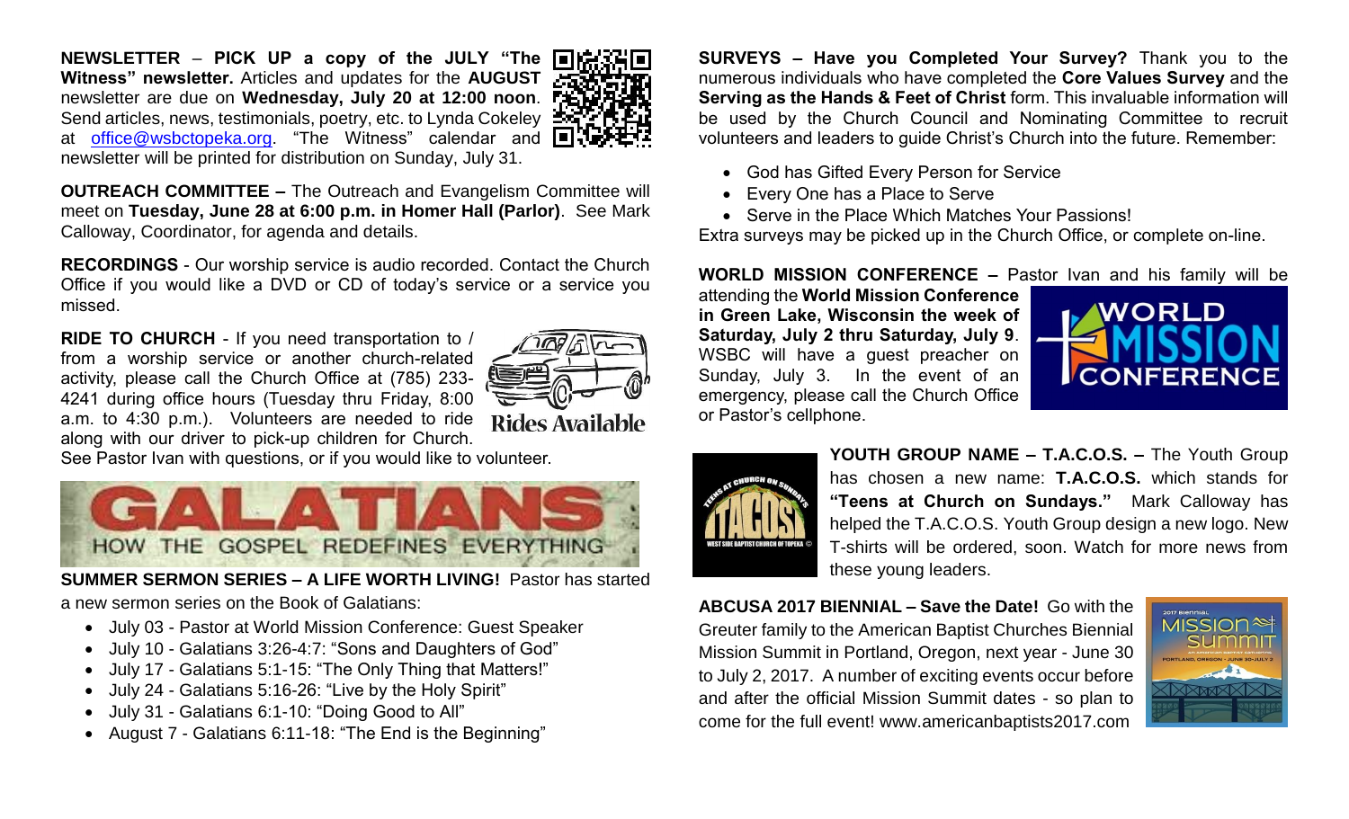**NEWSLETTER** – **PICK UP a copy of the JULY "The Witness" newsletter.** Articles and updates for the **AUGUST** newsletter are due on **Wednesday, July 20 at 12:00 noon**. Send articles, news, testimonials, poetry, etc. to Lynda Cokeley at office@wsbctopeka.org. "The Witness" calendar and newsletter will be printed for distribution on Sunday, July 31.

**OUTREACH COMMITTEE –** The Outreach and Evangelism Committee will meet on **Tuesday, June 28 at 6:00 p.m. in Homer Hall (Parlor)**. See Mark Calloway, Coordinator, for agenda and details.

**RECORDINGS** - Our worship service is audio recorded. Contact the Church Office if you would like a DVD or CD of today's service or a service you missed.

**RIDE TO CHURCH** - If you need transportation to / from a worship service or another church-related activity, please call the Church Office at (785) 233-4241 during office hours (Tuesday thru Friday, 8:00 a.m. to 4:30 p.m.). Volunteers are needed to ride along with our driver to pick-up children for Church. See Pastor Ivan with questions, or if you would like to volunteer.

Rides Available

GALATIANS: HOW THE GOSPEL REDEFINES EVERYTHING

**SUMMER SERMON SERIES – A LIFE WORTH LIVING!** Pastor has started a new sermon series on the Book of Galatians:

- July 03 - Pastor at World Mission Conference: Guest Speaker
- July 10 - Galatians 3:26-4:7: "Sons and Daughters of God"
- July 17 - Galatians 5:1-15: "The Only Thing that Matters!"
- July 24 - Galatians 5:16-26: "Live by the Holy Spirit"
- July 31 - Galatians 6:1-10: "Doing Good to All"
- August 7 - Galatians 6:11-18: "The End is the Beginning"

**SURVEYS – Have you Completed Your Survey?** Thank you to the numerous individuals who have completed the **Core Values Survey** and the **Serving as the Hands & Feet of Christ** form. This invaluable information will be used by the Church Council and Nominating Committee to recruit volunteers and leaders to guide Christ's Church into the future. Remember:

- God has Gifted Every Person for Service
- Every One has a Place to Serve
- Serve in the Place Which Matches Your Passions!

Extra surveys may be picked up in the Church Office, or complete on-line.

**WORLD MISSION CONFERENCE –** Pastor Ivan and his family will be attending the **World Mission Conference in Green Lake, Wisconsin the week of Saturday, July 2 thru Saturday, July 9**. WSBC will have a guest preacher on Sunday, July 3. In the event of an emergency, please call the Church Office or Pastor's cellphone.

**YOUTH GROUP NAME – T.A.C.O.S. –** The Youth Group has chosen a new name: **T.A.C.O.S.** which stands for **"Teens at Church on Sundays."** Mark Calloway has helped the T.A.C.O.S. Youth Group design a new logo. New T-shirts will be ordered, soon. Watch for more news from these young leaders.

**ABCUSA 2017 BIENNIAL – Save the Date!** Go with the Greuter family to the American Baptist Churches Biennial Mission Summit in Portland, Oregon, next year - June 30 to July 2, 2017. A number of exciting events occur before and after the official Mission Summit dates - so plan to come for the full event! www.americanbaptists2017.com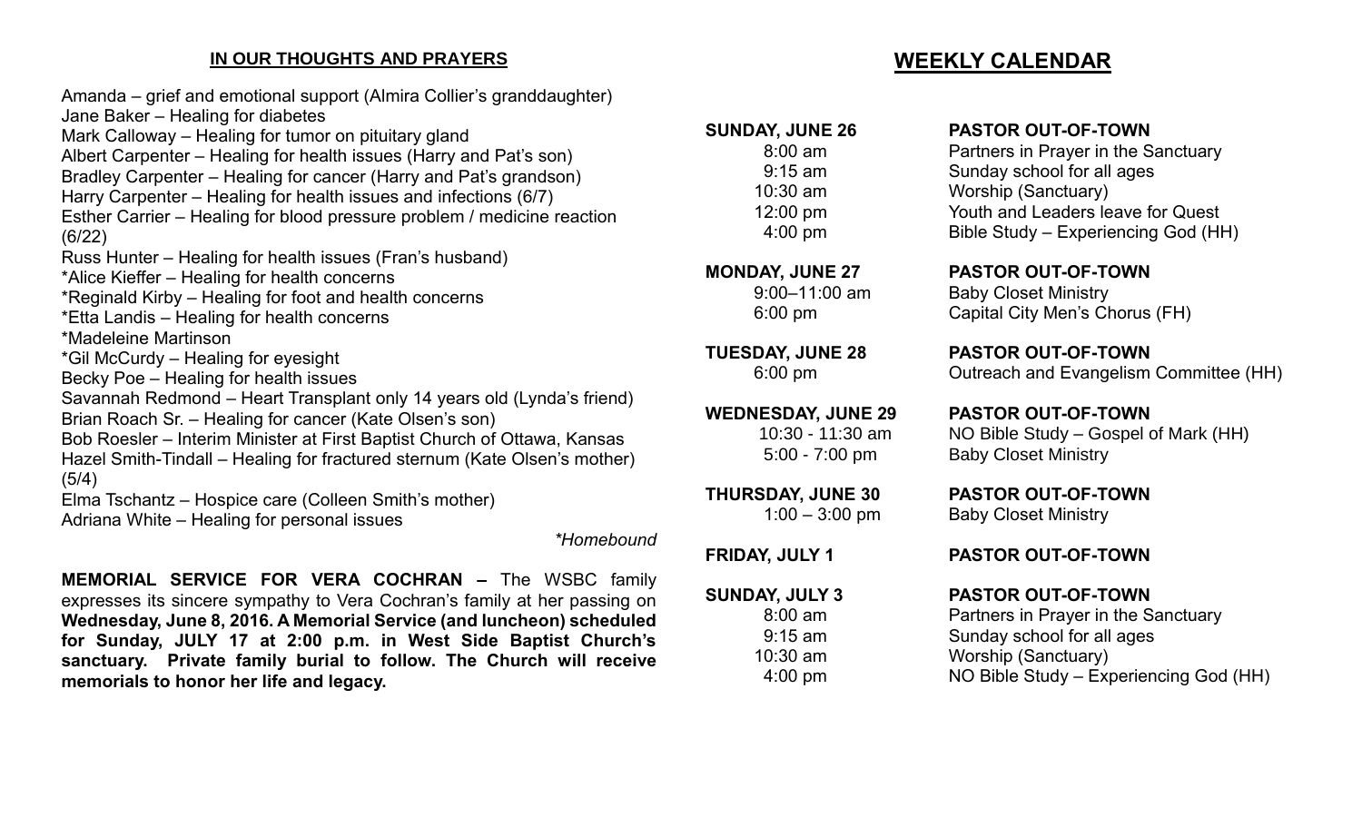## IN OUR THOUGHTS AND PRAYERS

Amanda – grief and emotional support (Almira Collier's granddaughter)
Jane Baker – Healing for diabetes
Mark Calloway – Healing for tumor on pituitary gland
Albert Carpenter – Healing for health issues (Harry and Pat's son)
Bradley Carpenter – Healing for cancer (Harry and Pat's grandson)
Harry Carpenter – Healing for health issues and infections (6/7)
Esther Carrier – Healing for blood pressure problem / medicine reaction (6/22)
Russ Hunter – Healing for health issues (Fran's husband)
*Alice Kieffer – Healing for health concerns
*Reginald Kirby – Healing for foot and health concerns
*Etta Landis – Healing for health concerns
*Madeleine Martinson
*Gil McCurdy – Healing for eyesight
Becky Poe – Healing for health issues
Savannah Redmond – Heart Transplant only 14 years old (Lynda's friend)
Brian Roach Sr. – Healing for cancer (Kate Olsen's son)
Bob Roesler – Interim Minister at First Baptist Church of Ottawa, Kansas
Hazel Smith-Tindall – Healing for fractured sternum (Kate Olsen's mother) (5/4)
Elma Tschantz – Hospice care (Colleen Smith's mother)
Adriana White – Healing for personal issues

*\*Homebound*

**MEMORIAL SERVICE FOR VERA COCHRAN –** The WSBC family expresses its sincere sympathy to Vera Cochran's family at her passing on **Wednesday, June 8, 2016. A Memorial Service (and luncheon) scheduled for Sunday, JULY 17 at 2:00 p.m. in West Side Baptist Church's sanctuary. Private family burial to follow. The Church will receive memorials to honor her life and legacy.**

## WEEKLY CALENDAR

**SUNDAY, JUNE 26** — **PASTOR OUT-OF-TOWN**
- 8:00 am — Partners in Prayer in the Sanctuary
- 9:15 am — Sunday school for all ages
- 10:30 am — Worship (Sanctuary)
- 12:00 pm — Youth and Leaders leave for Quest
- 4:00 pm — Bible Study – Experiencing God (HH)

**MONDAY, JUNE 27** — **PASTOR OUT-OF-TOWN**
- 9:00–11:00 am — Baby Closet Ministry
- 6:00 pm — Capital City Men's Chorus (FH)

**TUESDAY, JUNE 28** — **PASTOR OUT-OF-TOWN**
- 6:00 pm — Outreach and Evangelism Committee (HH)

**WEDNESDAY, JUNE 29** — **PASTOR OUT-OF-TOWN**
- 10:30 - 11:30 am — NO Bible Study – Gospel of Mark (HH)
- 5:00 - 7:00 pm — Baby Closet Ministry

**THURSDAY, JUNE 30** — **PASTOR OUT-OF-TOWN**
- 1:00 – 3:00 pm — Baby Closet Ministry

**FRIDAY, JULY 1** — **PASTOR OUT-OF-TOWN**

**SUNDAY, JULY 3** — **PASTOR OUT-OF-TOWN**
- 8:00 am — Partners in Prayer in the Sanctuary
- 9:15 am — Sunday school for all ages
- 10:30 am — Worship (Sanctuary)
- 4:00 pm — NO Bible Study – Experiencing God (HH)